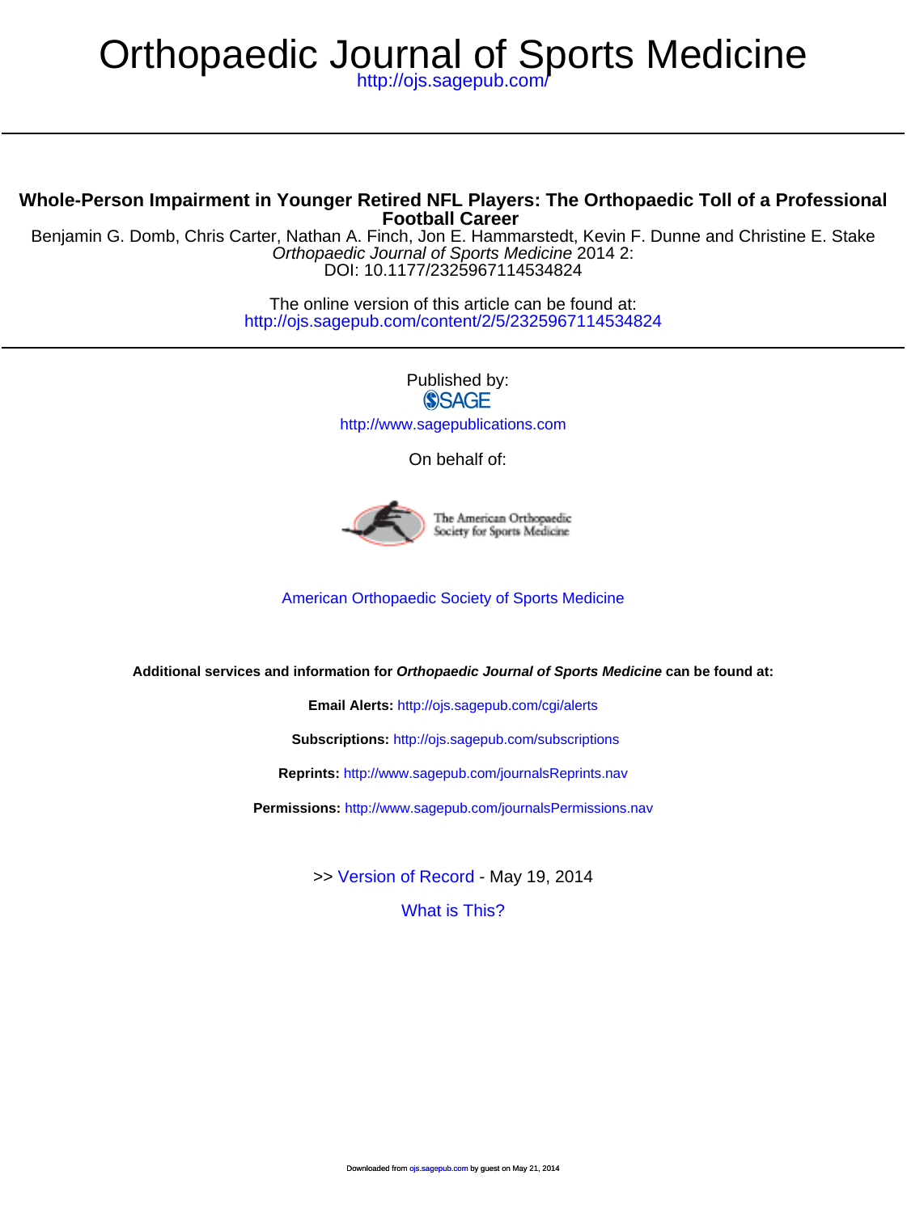# Orthopaedic Journal of Sports Medicine

http://ojs.sagepub.com/

## Whole-Person Impairment in Younger Retired NFL Players: The Orthopaedic Toll of a Professional Football Career

Benjamin G. Domb, Chris Carter, Nathan A. Finch, Jon E. Hammarstedt, Kevin F. Dunne and Christine E. Stake

*Orthopaedic Journal of Sports Medicine* 2014 2:
DOI: 10.1177/2325967114534824

The online version of this article can be found at:
http://ojs.sagepub.com/content/2/5/2325967114534824

Published by:
SAGE
http://www.sagepublications.com

On behalf of:

The American Orthopaedic Society for Sports Medicine

American Orthopaedic Society of Sports Medicine

**Additional services and information for *Orthopaedic Journal of Sports Medicine* can be found at:**

**Email Alerts:** http://ojs.sagepub.com/cgi/alerts

**Subscriptions:** http://ojs.sagepub.com/subscriptions

**Reprints:** http://www.sagepub.com/journalsReprints.nav

**Permissions:** http://www.sagepub.com/journalsPermissions.nav

>> Version of Record - May 19, 2014

What is This?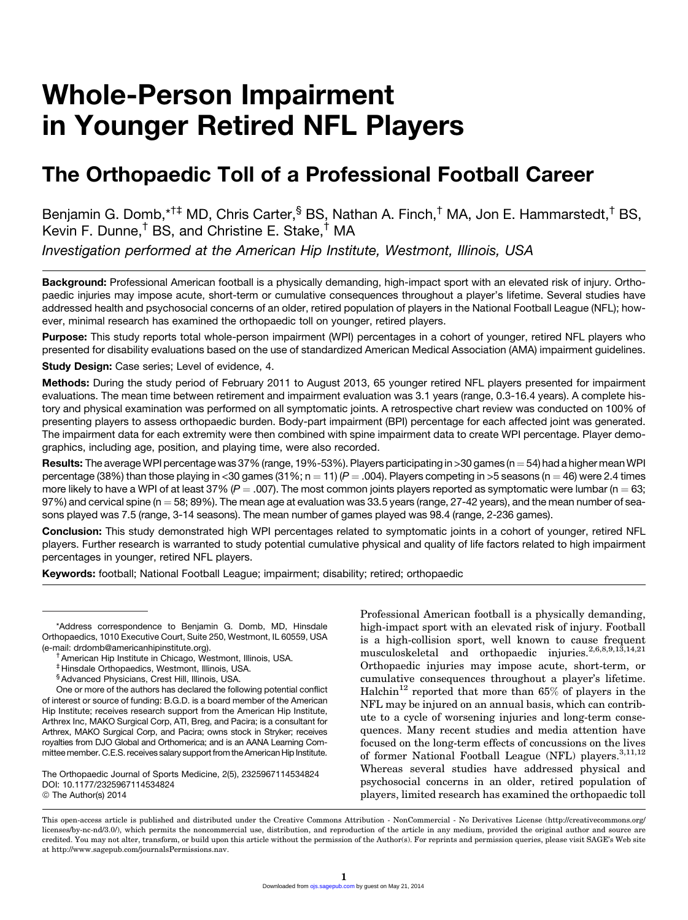# Whole-Person Impairment in Younger Retired NFL Players

## The Orthopaedic Toll of a Professional Football Career

Benjamin G. Domb,*†‡ MD, Chris Carter,§ BS, Nathan A. Finch,† MA, Jon E. Hammarstedt,† BS, Kevin F. Dunne,† BS, and Christine E. Stake,† MA

*Investigation performed at the American Hip Institute, Westmont, Illinois, USA*

**Background:** Professional American football is a physically demanding, high-impact sport with an elevated risk of injury. Orthopaedic injuries may impose acute, short-term or cumulative consequences throughout a player's lifetime. Several studies have addressed health and psychosocial concerns of an older, retired population of players in the National Football League (NFL); however, minimal research has examined the orthopaedic toll on younger, retired players.

**Purpose:** This study reports total whole-person impairment (WPI) percentages in a cohort of younger, retired NFL players who presented for disability evaluations based on the use of standardized American Medical Association (AMA) impairment guidelines.

**Study Design:** Case series; Level of evidence, 4.

**Methods:** During the study period of February 2011 to August 2013, 65 younger retired NFL players presented for impairment evaluations. The mean time between retirement and impairment evaluation was 3.1 years (range, 0.3-16.4 years). A complete history and physical examination was performed on all symptomatic joints. A retrospective chart review was conducted on 100% of presenting players to assess orthopaedic burden. Body-part impairment (BPI) percentage for each affected joint was generated. The impairment data for each extremity were then combined with spine impairment data to create WPI percentage. Player demographics, including age, position, and playing time, were also recorded.

**Results:** The average WPI percentage was 37% (range, 19%-53%). Players participating in >30 games (n = 54) had a higher mean WPI percentage (38%) than those playing in <30 games (31%; n = 11) ($P = .004$). Players competing in >5 seasons (n = 46) were 2.4 times more likely to have a WPI of at least 37% ($P = .007$). The most common joints players reported as symptomatic were lumbar (n = 63; 97%) and cervical spine (n = 58; 89%). The mean age at evaluation was 33.5 years (range, 27-42 years), and the mean number of seasons played was 7.5 (range, 3-14 seasons). The mean number of games played was 98.4 (range, 2-236 games).

**Conclusion:** This study demonstrated high WPI percentages related to symptomatic joints in a cohort of younger, retired NFL players. Further research is warranted to study potential cumulative physical and quality of life factors related to high impairment percentages in younger, retired NFL players.

**Keywords:** football; National Football League; impairment; disability; retired; orthopaedic

*Address correspondence to Benjamin G. Domb, MD, Hinsdale Orthopaedics, 1010 Executive Court, Suite 250, Westmont, IL 60559, USA (e-mail: drdomb@americanhipinstitute.org).

†American Hip Institute in Chicago, Westmont, Illinois, USA.

‡Hinsdale Orthopaedics, Westmont, Illinois, USA.

§Advanced Physicians, Crest Hill, Illinois, USA.

One or more of the authors has declared the following potential conflict of interest or source of funding: B.G.D. is a board member of the American Hip Institute; receives research support from the American Hip Institute, Arthrex Inc, MAKO Surgical Corp, ATI, Breg, and Pacira; is a consultant for Arthrex, MAKO Surgical Corp, and Pacira; owns stock in Stryker; receives royalties from DJO Global and Orthomerica; and is an AANA Learning Committee member. C.E.S. receives salary support from the American Hip Institute.

The Orthopaedic Journal of Sports Medicine, 2(5), 2325967114534824
DOI: 10.1177/2325967114534824
© The Author(s) 2014

Professional American football is a physically demanding, high-impact sport with an elevated risk of injury. Football is a high-collision sport, well known to cause frequent musculoskeletal and orthopaedic injuries.[2,6,8,9,13,14,21] Orthopaedic injuries may impose acute, short-term, or cumulative consequences throughout a player's lifetime. Halchin[12] reported that more than 65% of players in the NFL may be injured on an annual basis, which can contribute to a cycle of worsening injuries and long-term consequences. Many recent studies and media attention have focused on the long-term effects of concussions on the lives of former National Football League (NFL) players.[3,11,12] Whereas several studies have addressed physical and psychosocial concerns in an older, retired population of players, limited research has examined the orthopaedic toll

This open-access article is published and distributed under the Creative Commons Attribution - NonCommercial - No Derivatives License (http://creativecommons.org/licenses/by-nc-nd/3.0/), which permits the noncommercial use, distribution, and reproduction of the article in any medium, provided the original author and source are credited. You may not alter, transform, or build upon this article without the permission of the Author(s). For reprints and permission queries, please visit SAGE's Web site at http://www.sagepub.com/journalsPermissions.nav.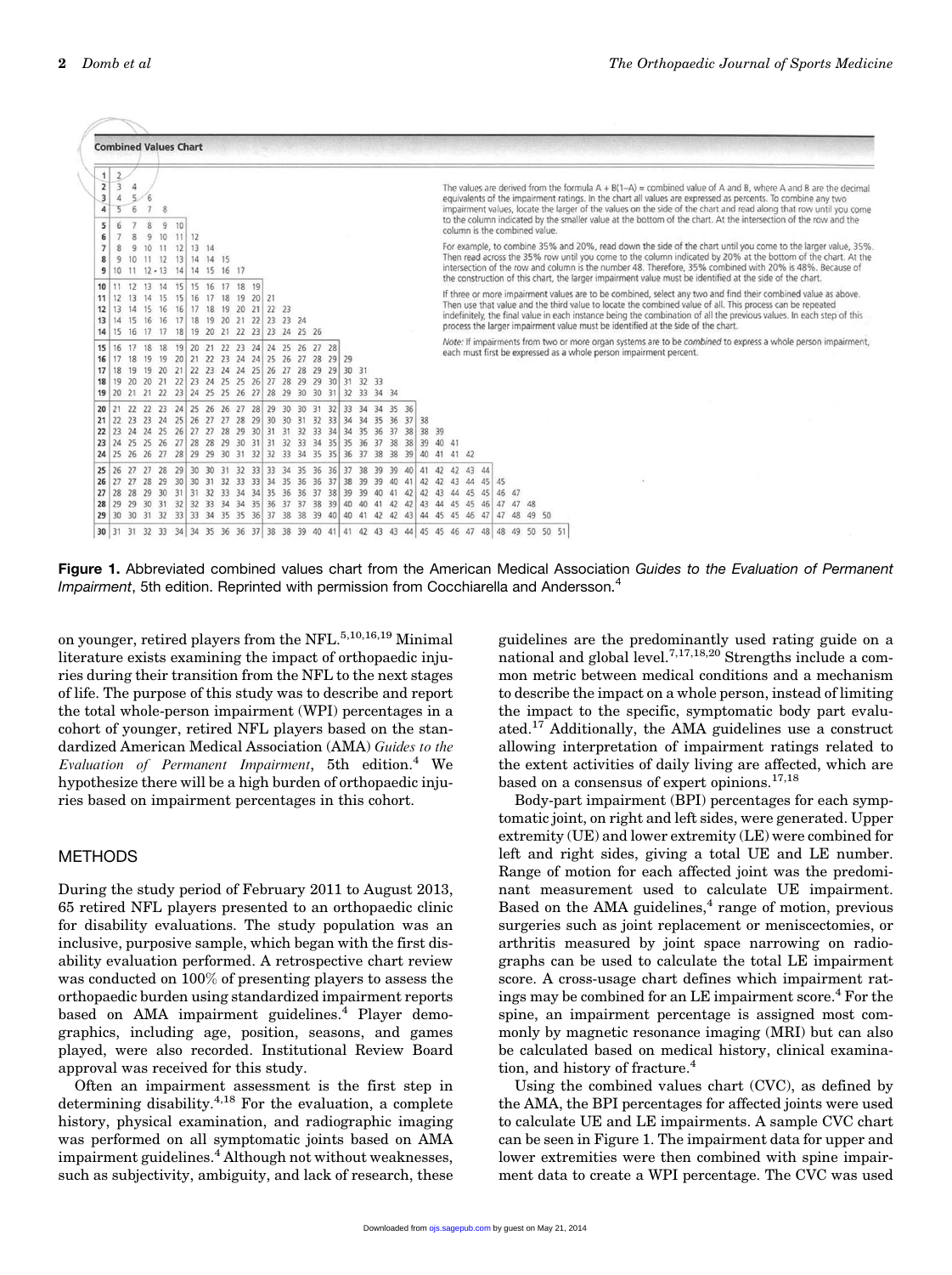**Combined Values Chart**

| | | | | | | | | | | | | | | | | | | | | | | | | | | | | | | |
|---|---|---|---|---|---|---|---|---|---|---|---|---|---|---|---|---|---|---|---|---|---|---|---|---|---|---|---|---|---|---|
| **1** | 2 | | | | | | | | | | | | | | | | | | | | | | | | | | | | | |
| **2** | 3 | 4 | | | | | | | | | | | | | | | | | | | | | | | | | | | | |
| **3** | 4 | 5 | 6 | | | | | | | | | | | | | | | | | | | | | | | | | | | |
| **4** | 5 | 6 | 7 | 8 | | | | | | | | | | | | | | | | | | | | | | | | | | |
| **5** | 6 | 7 | 8 | 9 | 10 | | | | | | | | | | | | | | | | | | | | | | | | | |
| **6** | 7 | 8 | 9 | 10 | 11 | 12 | | | | | | | | | | | | | | | | | | | | | | | | |
| **7** | 8 | 9 | 10 | 11 | 12 | 13 | 14 | | | | | | | | | | | | | | | | | | | | | | | |
| **8** | 9 | 10 | 11 | 12 | 13 | 14 | 14 | 15 | | | | | | | | | | | | | | | | | | | | | | |
| **9** | 10 | 11 | 12 | 13 | 14 | 14 | 15 | 16 | 17 | | | | | | | | | | | | | | | | | | | | | |
| **10** | 11 | 12 | 13 | 14 | 15 | 15 | 16 | 17 | 18 | 19 | | | | | | | | | | | | | | | | | | | | |
| **11** | 12 | 13 | 14 | 15 | 15 | 16 | 17 | 18 | 19 | 20 | 21 | | | | | | | | | | | | | | | | | | | |
| **12** | 13 | 14 | 15 | 16 | 16 | 17 | 18 | 19 | 20 | 21 | 22 | 23 | | | | | | | | | | | | | | | | | | |
| **13** | 14 | 15 | 16 | 16 | 17 | 18 | 19 | 20 | 21 | 22 | 23 | 23 | 24 | | | | | | | | | | | | | | | | | |
| **14** | 15 | 16 | 17 | 17 | 18 | 19 | 20 | 21 | 22 | 23 | 23 | 24 | 25 | 26 | | | | | | | | | | | | | | | | |
| **15** | 16 | 17 | 18 | 18 | 19 | 20 | 21 | 22 | 23 | 24 | 24 | 25 | 26 | 27 | 28 | | | | | | | | | | | | | | | |
| **16** | 17 | 18 | 19 | 19 | 20 | 21 | 22 | 23 | 24 | 24 | 25 | 26 | 27 | 28 | 29 | 29 | | | | | | | | | | | | | | |
| **17** | 18 | 19 | 19 | 20 | 21 | 22 | 23 | 24 | 24 | 25 | 26 | 27 | 28 | 29 | 29 | 30 | 31 | | | | | | | | | | | | | |
| **18** | 19 | 20 | 20 | 21 | 22 | 23 | 24 | 25 | 25 | 26 | 27 | 28 | 29 | 29 | 30 | 31 | 32 | 33 | | | | | | | | | | | | |
| **19** | 20 | 21 | 21 | 22 | 23 | 24 | 25 | 25 | 26 | 27 | 28 | 29 | 30 | 30 | 31 | 32 | 33 | 34 | 34 | | | | | | | | | | | |
| **20** | 21 | 22 | 22 | 23 | 24 | 25 | 26 | 26 | 27 | 28 | 29 | 30 | 30 | 31 | 32 | 33 | 34 | 34 | 35 | 36 | | | | | | | | | | |
| **21** | 22 | 23 | 23 | 24 | 25 | 26 | 27 | 27 | 28 | 29 | 30 | 30 | 31 | 32 | 33 | 34 | 34 | 35 | 36 | 37 | 38 | | | | | | | | | |
| **22** | 23 | 24 | 24 | 25 | 26 | 27 | 27 | 28 | 29 | 30 | 31 | 31 | 32 | 33 | 34 | 34 | 35 | 36 | 37 | 38 | 38 | 39 | | | | | | | | |
| **23** | 24 | 25 | 25 | 26 | 27 | 28 | 28 | 29 | 30 | 31 | 31 | 32 | 33 | 34 | 35 | 35 | 36 | 37 | 38 | 38 | 39 | 40 | 41 | | | | | | | |
| **24** | 25 | 26 | 26 | 27 | 28 | 29 | 29 | 30 | 31 | 32 | 32 | 33 | 34 | 35 | 35 | 36 | 37 | 38 | 38 | 39 | 40 | 41 | 41 | 42 | | | | | | |
| **25** | 26 | 27 | 27 | 28 | 29 | 30 | 30 | 31 | 32 | 33 | 33 | 34 | 35 | 36 | 36 | 37 | 38 | 39 | 39 | 40 | 41 | 42 | 42 | 43 | 44 | | | | | |
| **26** | 27 | 27 | 28 | 29 | 30 | 30 | 31 | 32 | 33 | 33 | 34 | 35 | 36 | 36 | 37 | 38 | 39 | 39 | 40 | 41 | 42 | 42 | 43 | 44 | 45 | 45 | | | | |
| **27** | 28 | 28 | 29 | 30 | 31 | 31 | 32 | 33 | 34 | 34 | 35 | 36 | 36 | 37 | 38 | 39 | 39 | 40 | 41 | 42 | 42 | 43 | 44 | 45 | 45 | 46 | 47 | | | |
| **28** | 29 | 29 | 30 | 31 | 32 | 32 | 33 | 34 | 34 | 35 | 36 | 37 | 37 | 38 | 39 | 40 | 40 | 41 | 42 | 42 | 43 | 44 | 45 | 45 | 46 | 47 | 47 | 48 | | |
| **29** | 30 | 30 | 31 | 32 | 33 | 33 | 34 | 35 | 35 | 36 | 37 | 38 | 38 | 39 | 40 | 40 | 41 | 42 | 42 | 43 | 44 | 45 | 45 | 46 | 47 | 47 | 48 | 49 | 50 | |
| **30** | 31 | 31 | 32 | 33 | 34 | 34 | 35 | 36 | 36 | 37 | 38 | 38 | 39 | 40 | 41 | 41 | 42 | 43 | 43 | 44 | 45 | 45 | 46 | 47 | 48 | 48 | 49 | 50 | 50 | 51 |

The values are derived from the formula A + B(1–A) = combined value of A and B, where A and B are the decimal equivalents of the impairment ratings. In the chart all values are expressed as percents. To combine any two impairment values, locate the larger of the values on the side of the chart and read along that row until you come to the column indicated by the smaller value at the bottom of the chart. At the intersection of the row and the column is the combined value.

For example, to combine 35% and 20%, read down the side of the chart until you come to the larger value, 35%. Then read across the 35% row until you come to the column indicated by 20% at the bottom of the chart. At the intersection of the row and column is the number 48. Therefore, 35% combined with 20% is 48%. Because of the construction of this chart, the larger impairment value must be identified at the side of the chart.

If three or more impairment values are to be combined, select any two and find their combined value as above. Then use that value and the third value to locate the combined value of all. This process can be repeated indefinitely, the final value in each instance being the combination of all the previous values. In each step of this process the larger impairment value must be identified at the side of the chart.

*Note:* If impairments from two or more organ systems are to be *combined* to express a whole person impairment, each must first be expressed as a whole person impairment percent.

**Figure 1.** Abbreviated combined values chart from the American Medical Association *Guides to the Evaluation of Permanent Impairment*, 5th edition. Reprinted with permission from Cocchiarella and Andersson.[4]

on younger, retired players from the NFL.[5,10,16,19] Minimal literature exists examining the impact of orthopaedic injuries during their transition from the NFL to the next stages of life. The purpose of this study was to describe and report the total whole-person impairment (WPI) percentages in a cohort of younger, retired NFL players based on the standardized American Medical Association (AMA) *Guides to the Evaluation of Permanent Impairment*, 5th edition.[4] We hypothesize there will be a high burden of orthopaedic injuries based on impairment percentages in this cohort.

## METHODS

During the study period of February 2011 to August 2013, 65 retired NFL players presented to an orthopaedic clinic for disability evaluations. The study population was an inclusive, purposive sample, which began with the first disability evaluation performed. A retrospective chart review was conducted on 100% of presenting players to assess the orthopaedic burden using standardized impairment reports based on AMA impairment guidelines.[4] Player demographics, including age, position, seasons, and games played, were also recorded. Institutional Review Board approval was received for this study.

Often an impairment assessment is the first step in determining disability.[4,18] For the evaluation, a complete history, physical examination, and radiographic imaging was performed on all symptomatic joints based on AMA impairment guidelines.[4] Although not without weaknesses, such as subjectivity, ambiguity, and lack of research, these guidelines are the predominantly used rating guide on a national and global level.[7,17,18,20] Strengths include a common metric between medical conditions and a mechanism to describe the impact on a whole person, instead of limiting the impact to the specific, symptomatic body part evaluated.[17] Additionally, the AMA guidelines use a construct allowing interpretation of impairment ratings related to the extent activities of daily living are affected, which are based on a consensus of expert opinions.[17,18]

Body-part impairment (BPI) percentages for each symptomatic joint, on right and left sides, were generated. Upper extremity (UE) and lower extremity (LE) were combined for left and right sides, giving a total UE and LE number. Range of motion for each affected joint was the predominant measurement used to calculate UE impairment. Based on the AMA guidelines,[4] range of motion, previous surgeries such as joint replacement or meniscectomies, or arthritis measured by joint space narrowing on radiographs can be used to calculate the total LE impairment score. A cross-usage chart defines which impairment ratings may be combined for an LE impairment score.[4] For the spine, an impairment percentage is assigned most commonly by magnetic resonance imaging (MRI) but can also be calculated based on medical history, clinical examination, and history of fracture.[4]

Using the combined values chart (CVC), as defined by the AMA, the BPI percentages for affected joints were used to calculate UE and LE impairments. A sample CVC chart can be seen in Figure 1. The impairment data for upper and lower extremities were then combined with spine impairment data to create a WPI percentage. The CVC was used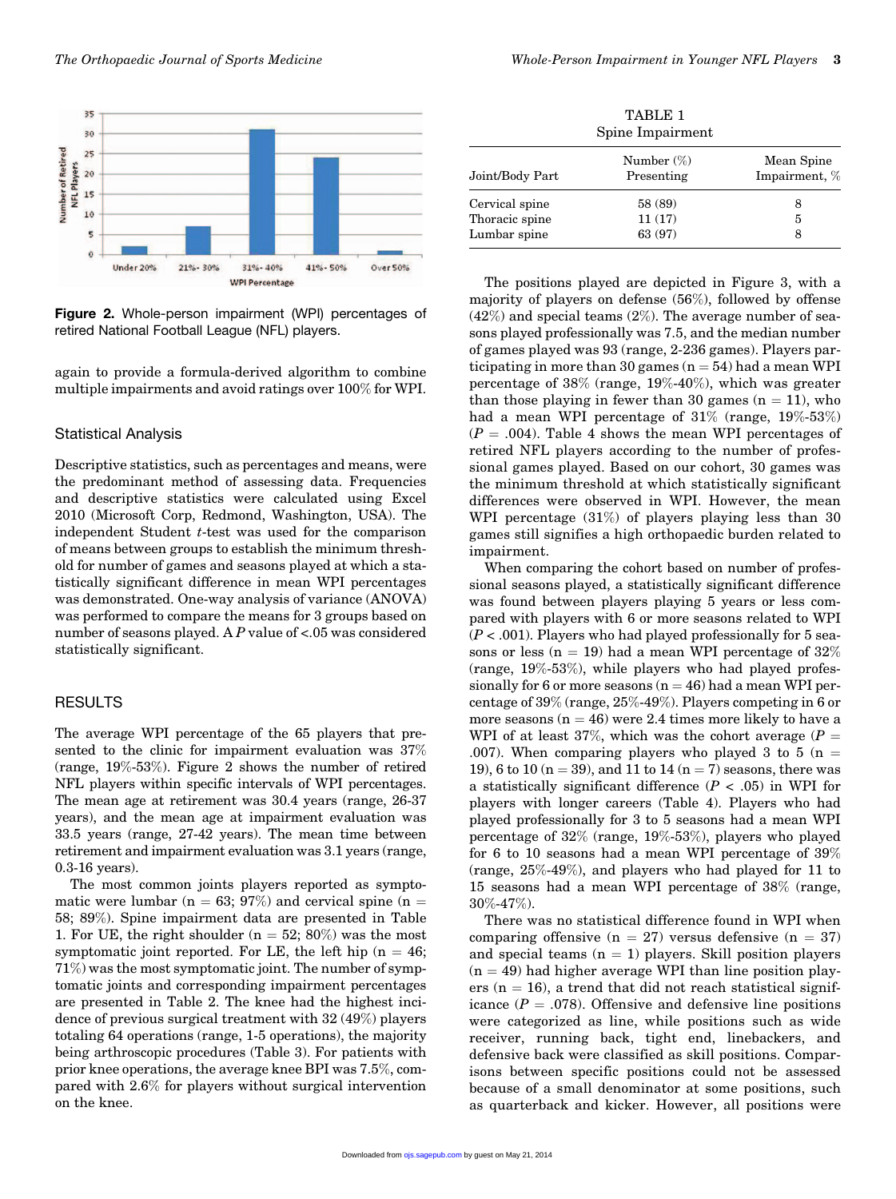Figure 2. Whole-person impairment (WPI) percentages of retired National Football League (NFL) players.

again to provide a formula-derived algorithm to combine multiple impairments and avoid ratings over 100% for WPI.

### Statistical Analysis

Descriptive statistics, such as percentages and means, were the predominant method of assessing data. Frequencies and descriptive statistics were calculated using Excel 2010 (Microsoft Corp, Redmond, Washington, USA). The independent Student *t*-test was used for the comparison of means between groups to establish the minimum threshold for number of games and seasons played at which a statistically significant difference in mean WPI percentages was demonstrated. One-way analysis of variance (ANOVA) was performed to compare the means for 3 groups based on number of seasons played. A *P* value of <.05 was considered statistically significant.

## RESULTS

The average WPI percentage of the 65 players that presented to the clinic for impairment evaluation was 37% (range, 19%-53%). Figure 2 shows the number of retired NFL players within specific intervals of WPI percentages. The mean age at retirement was 30.4 years (range, 26-37 years), and the mean age at impairment evaluation was 33.5 years (range, 27-42 years). The mean time between retirement and impairment evaluation was 3.1 years (range, 0.3-16 years).

The most common joints players reported as symptomatic were lumbar (n = 63; 97%) and cervical spine (n = 58; 89%). Spine impairment data are presented in Table 1. For UE, the right shoulder (n = 52; 80%) was the most symptomatic joint reported. For LE, the left hip (n = 46; 71%) was the most symptomatic joint. The number of symptomatic joints and corresponding impairment percentages are presented in Table 2. The knee had the highest incidence of previous surgical treatment with 32 (49%) players totaling 64 operations (range, 1-5 operations), the majority being arthroscopic procedures (Table 3). For patients with prior knee operations, the average knee BPI was 7.5%, compared with 2.6% for players without surgical intervention on the knee.

TABLE 1
Spine Impairment

| Joint/Body Part | Number (%) Presenting | Mean Spine Impairment, % |
|---|---|---|
| Cervical spine | 58 (89) | 8 |
| Thoracic spine | 11 (17) | 5 |
| Lumbar spine | 63 (97) | 8 |

The positions played are depicted in Figure 3, with a majority of players on defense (56%), followed by offense (42%) and special teams (2%). The average number of seasons played professionally was 7.5, and the median number of games played was 93 (range, 2-236 games). Players participating in more than 30 games (n = 54) had a mean WPI percentage of 38% (range, 19%-40%), which was greater than those playing in fewer than 30 games (n = 11), who had a mean WPI percentage of 31% (range, 19%-53%) (*P* = .004). Table 4 shows the mean WPI percentages of retired NFL players according to the number of professional games played. Based on our cohort, 30 games was the minimum threshold at which statistically significant differences were observed in WPI. However, the mean WPI percentage (31%) of players playing less than 30 games still signifies a high orthopaedic burden related to impairment.

When comparing the cohort based on number of professional seasons played, a statistically significant difference was found between players playing 5 years or less compared with players with 6 or more seasons related to WPI (*P* < .001). Players who had played professionally for 5 seasons or less (n = 19) had a mean WPI percentage of 32% (range, 19%-53%), while players who had played professionally for 6 or more seasons (n = 46) had a mean WPI percentage of 39% (range, 25%-49%). Players competing in 6 or more seasons (n = 46) were 2.4 times more likely to have a WPI of at least 37%, which was the cohort average (*P* = .007). When comparing players who played 3 to 5 (n = 19), 6 to 10 (n = 39), and 11 to 14 (n = 7) seasons, there was a statistically significant difference (*P* < .05) in WPI for players with longer careers (Table 4). Players who had played professionally for 3 to 5 seasons had a mean WPI percentage of 32% (range, 19%-53%), players who played for 6 to 10 seasons had a mean WPI percentage of 39% (range, 25%-49%), and players who had played for 11 to 15 seasons had a mean WPI percentage of 38% (range, 30%-47%).

There was no statistical difference found in WPI when comparing offensive (n = 27) versus defensive (n = 37) and special teams (n = 1) players. Skill position players (n = 49) had higher average WPI than line position players (n = 16), a trend that did not reach statistical significance (*P* = .078). Offensive and defensive line positions were categorized as line, while positions such as wide receiver, running back, tight end, linebackers, and defensive back were classified as skill positions. Comparisons between specific positions could not be assessed because of a small denominator at some positions, such as quarterback and kicker. However, all positions were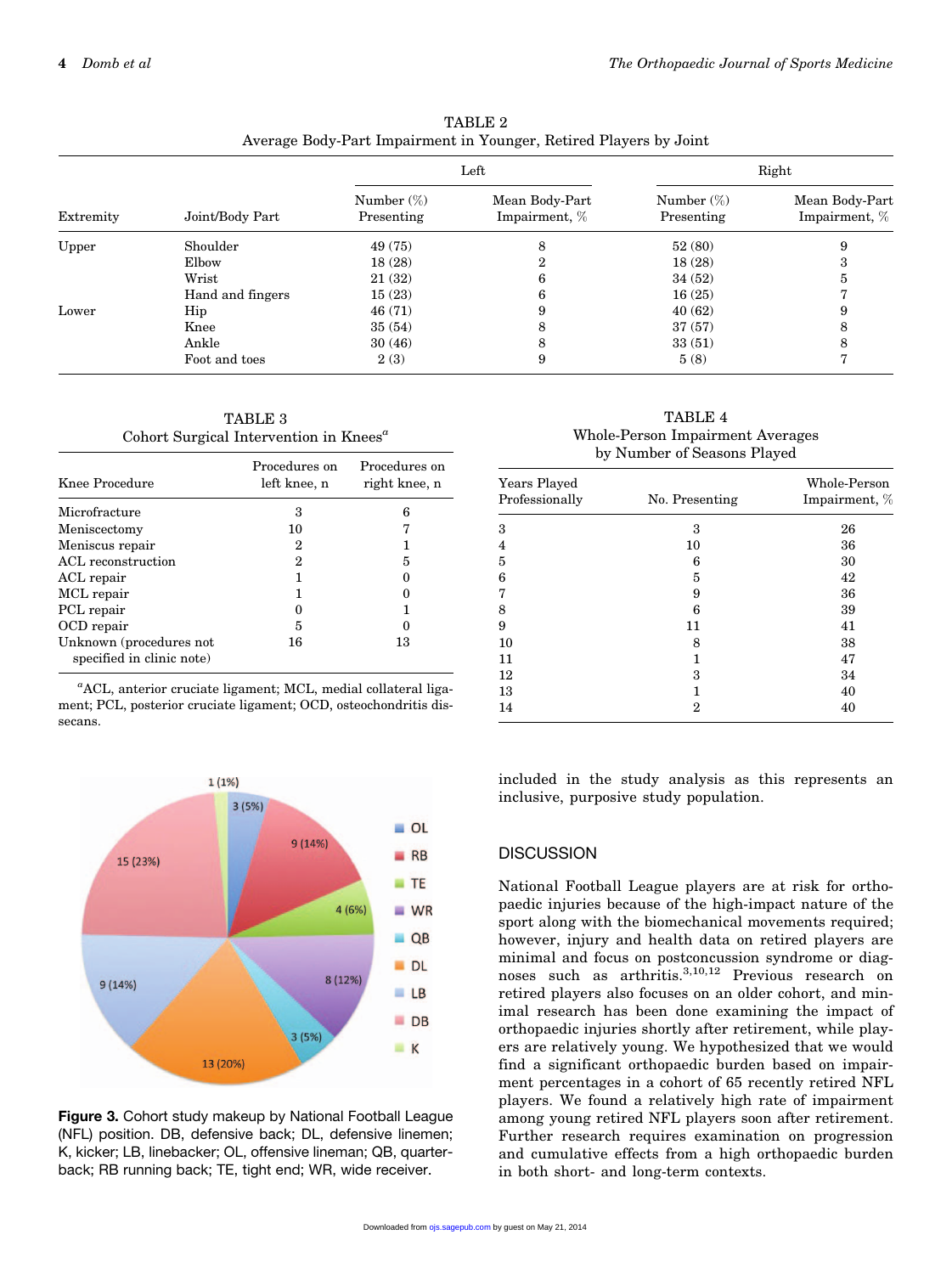TABLE 2
Average Body-Part Impairment in Younger, Retired Players by Joint

| | | Left | | Right | |
|---|---|---|---|---|---|
| Extremity | Joint/Body Part | Number (%) Presenting | Mean Body-Part Impairment, % | Number (%) Presenting | Mean Body-Part Impairment, % |
| Upper | Shoulder | 49 (75) | 8 | 52 (80) | 9 |
| | Elbow | 18 (28) | 2 | 18 (28) | 3 |
| | Wrist | 21 (32) | 6 | 34 (52) | 5 |
| | Hand and fingers | 15 (23) | 6 | 16 (25) | 7 |
| Lower | Hip | 46 (71) | 9 | 40 (62) | 9 |
| | Knee | 35 (54) | 8 | 37 (57) | 8 |
| | Ankle | 30 (46) | 8 | 33 (51) | 8 |
| | Foot and toes | 2 (3) | 9 | 5 (8) | 7 |

TABLE 3
Cohort Surgical Intervention in Knees[a]

| Knee Procedure | Procedures on left knee, n | Procedures on right knee, n |
|---|---|---|
| Microfracture | 3 | 6 |
| Meniscectomy | 10 | 7 |
| Meniscus repair | 2 | 1 |
| ACL reconstruction | 2 | 5 |
| ACL repair | 1 | 0 |
| MCL repair | 1 | 0 |
| PCL repair | 0 | 1 |
| OCD repair | 5 | 0 |
| Unknown (procedures not specified in clinic note) | 16 | 13 |

[a]ACL, anterior cruciate ligament; MCL, medial collateral ligament; PCL, posterior cruciate ligament; OCD, osteochondritis dissecans.

TABLE 4
Whole-Person Impairment Averages by Number of Seasons Played

| Years Played Professionally | No. Presenting | Whole-Person Impairment, % |
|---|---|---|
| 3 | 3 | 26 |
| 4 | 10 | 36 |
| 5 | 6 | 30 |
| 6 | 5 | 42 |
| 7 | 9 | 36 |
| 8 | 6 | 39 |
| 9 | 11 | 41 |
| 10 | 8 | 38 |
| 11 | 1 | 47 |
| 12 | 3 | 34 |
| 13 | 1 | 40 |
| 14 | 2 | 40 |

**Figure 3.** Cohort study makeup by National Football League (NFL) position. DB, defensive back; DL, defensive linemen; K, kicker; LB, linebacker; OL, offensive lineman; QB, quarterback; RB running back; TE, tight end; WR, wide receiver.

included in the study analysis as this represents an inclusive, purposive study population.

## DISCUSSION

National Football League players are at risk for orthopaedic injuries because of the high-impact nature of the sport along with the biomechanical movements required; however, injury and health data on retired players are minimal and focus on postconcussion syndrome or diagnoses such as arthritis.[3,10,12] Previous research on retired players also focuses on an older cohort, and minimal research has been done examining the impact of orthopaedic injuries shortly after retirement, while players are relatively young. We hypothesized that we would find a significant orthopaedic burden based on impairment percentages in a cohort of 65 recently retired NFL players. We found a relatively high rate of impairment among young retired NFL players soon after retirement. Further research requires examination on progression and cumulative effects from a high orthopaedic burden in both short- and long-term contexts.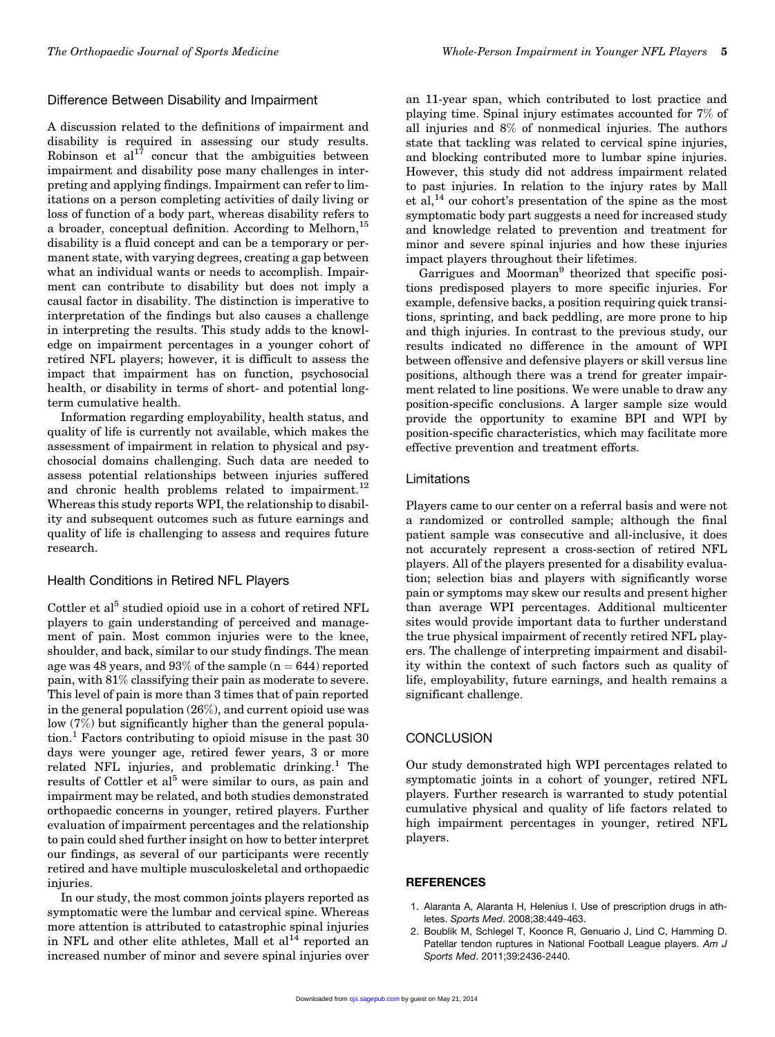## Difference Between Disability and Impairment

A discussion related to the definitions of impairment and disability is required in assessing our study results. Robinson et al[17] concur that the ambiguities between impairment and disability pose many challenges in interpreting and applying findings. Impairment can refer to limitations on a person completing activities of daily living or loss of function of a body part, whereas disability refers to a broader, conceptual definition. According to Melhorn,[15] disability is a fluid concept and can be a temporary or permanent state, with varying degrees, creating a gap between what an individual wants or needs to accomplish. Impairment can contribute to disability but does not imply a causal factor in disability. The distinction is imperative to interpretation of the findings but also causes a challenge in interpreting the results. This study adds to the knowledge on impairment percentages in a younger cohort of retired NFL players; however, it is difficult to assess the impact that impairment has on function, psychosocial health, or disability in terms of short- and potential long-term cumulative health.

Information regarding employability, health status, and quality of life is currently not available, which makes the assessment of impairment in relation to physical and psychosocial domains challenging. Such data are needed to assess potential relationships between injuries suffered and chronic health problems related to impairment.[12] Whereas this study reports WPI, the relationship to disability and subsequent outcomes such as future earnings and quality of life is challenging to assess and requires future research.

## Health Conditions in Retired NFL Players

Cottler et al[5] studied opioid use in a cohort of retired NFL players to gain understanding of perceived and management of pain. Most common injuries were to the knee, shoulder, and back, similar to our study findings. The mean age was 48 years, and 93% of the sample (n = 644) reported pain, with 81% classifying their pain as moderate to severe. This level of pain is more than 3 times that of pain reported in the general population (26%), and current opioid use was low (7%) but significantly higher than the general population.[1] Factors contributing to opioid misuse in the past 30 days were younger age, retired fewer years, 3 or more related NFL injuries, and problematic drinking.[1] The results of Cottler et al[5] were similar to ours, as pain and impairment may be related, and both studies demonstrated orthopaedic concerns in younger, retired players. Further evaluation of impairment percentages and the relationship to pain could shed further insight on how to better interpret our findings, as several of our participants were recently retired and have multiple musculoskeletal and orthopaedic injuries.

In our study, the most common joints players reported as symptomatic were the lumbar and cervical spine. Whereas more attention is attributed to catastrophic spinal injuries in NFL and other elite athletes, Mall et al[14] reported an increased number of minor and severe spinal injuries over an 11-year span, which contributed to lost practice and playing time. Spinal injury estimates accounted for 7% of all injuries and 8% of nonmedical injuries. The authors state that tackling was related to cervical spine injuries, and blocking contributed more to lumbar spine injuries. However, this study did not address impairment related to past injuries. In relation to the injury rates by Mall et al,[14] our cohort's presentation of the spine as the most symptomatic body part suggests a need for increased study and knowledge related to prevention and treatment for minor and severe spinal injuries and how these injuries impact players throughout their lifetimes.

Garrigues and Moorman[9] theorized that specific positions predisposed players to more specific injuries. For example, defensive backs, a position requiring quick transitions, sprinting, and back peddling, are more prone to hip and thigh injuries. In contrast to the previous study, our results indicated no difference in the amount of WPI between offensive and defensive players or skill versus line positions, although there was a trend for greater impairment related to line positions. We were unable to draw any position-specific conclusions. A larger sample size would provide the opportunity to examine BPI and WPI by position-specific characteristics, which may facilitate more effective prevention and treatment efforts.

## Limitations

Players came to our center on a referral basis and were not a randomized or controlled sample; although the final patient sample was consecutive and all-inclusive, it does not accurately represent a cross-section of retired NFL players. All of the players presented for a disability evaluation; selection bias and players with significantly worse pain or symptoms may skew our results and present higher than average WPI percentages. Additional multicenter sites would provide important data to further understand the true physical impairment of recently retired NFL players. The challenge of interpreting impairment and disability within the context of such factors such as quality of life, employability, future earnings, and health remains a significant challenge.

# CONCLUSION

Our study demonstrated high WPI percentages related to symptomatic joints in a cohort of younger, retired NFL players. Further research is warranted to study potential cumulative physical and quality of life factors related to high impairment percentages in younger, retired NFL players.

## REFERENCES

1. Alaranta A, Alaranta H, Helenius I. Use of prescription drugs in athletes. *Sports Med*. 2008;38:449-463.
2. Boublik M, Schlegel T, Koonce R, Genuario J, Lind C, Hamming D. Patellar tendon ruptures in National Football League players. *Am J Sports Med*. 2011;39:2436-2440.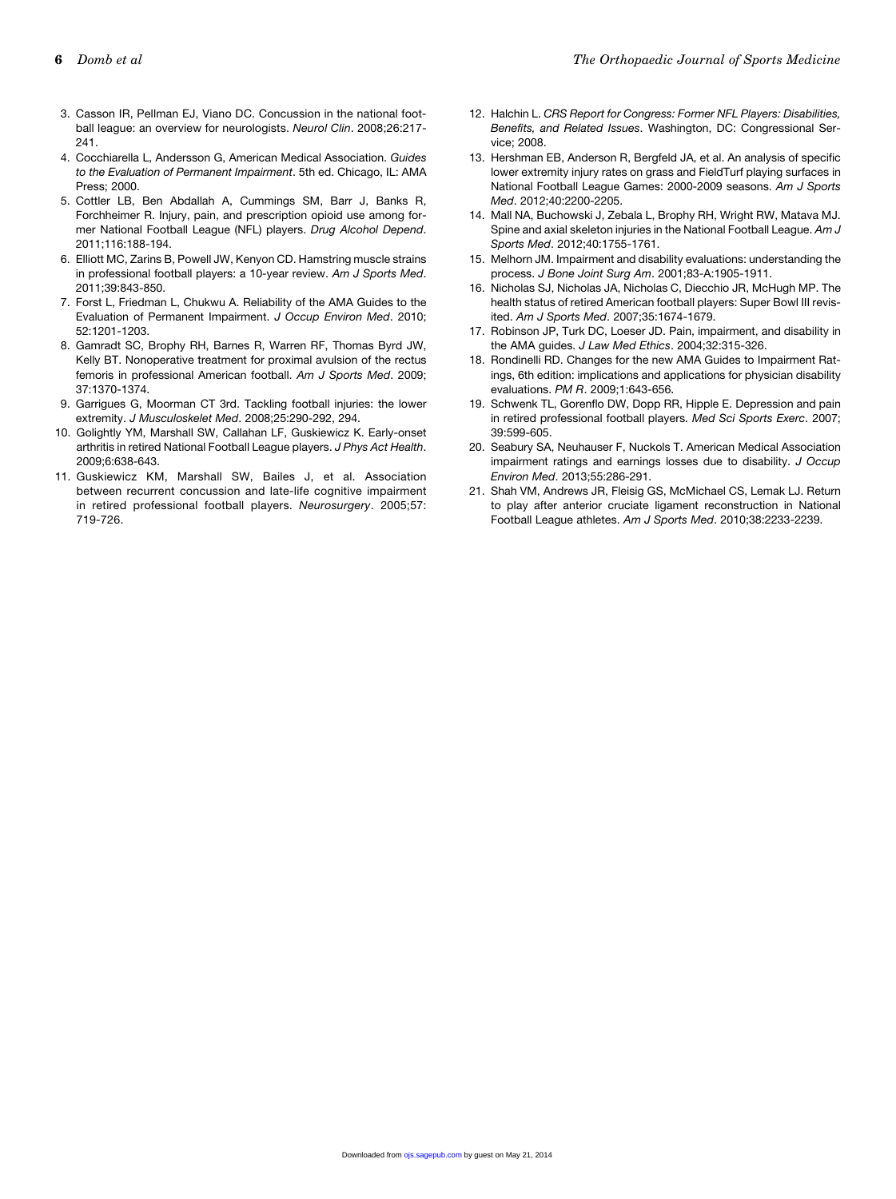3. Casson IR, Pellman EJ, Viano DC. Concussion in the national football league: an overview for neurologists. *Neurol Clin*. 2008;26:217-241.
4. Cocchiarella L, Andersson G, American Medical Association. *Guides to the Evaluation of Permanent Impairment*. 5th ed. Chicago, IL: AMA Press; 2000.
5. Cottler LB, Ben Abdallah A, Cummings SM, Barr J, Banks R, Forchheimer R. Injury, pain, and prescription opioid use among former National Football League (NFL) players. *Drug Alcohol Depend*. 2011;116:188-194.
6. Elliott MC, Zarins B, Powell JW, Kenyon CD. Hamstring muscle strains in professional football players: a 10-year review. *Am J Sports Med*. 2011;39:843-850.
7. Forst L, Friedman L, Chukwu A. Reliability of the AMA Guides to the Evaluation of Permanent Impairment. *J Occup Environ Med*. 2010; 52:1201-1203.
8. Gamradt SC, Brophy RH, Barnes R, Warren RF, Thomas Byrd JW, Kelly BT. Nonoperative treatment for proximal avulsion of the rectus femoris in professional American football. *Am J Sports Med*. 2009; 37:1370-1374.
9. Garrigues G, Moorman CT 3rd. Tackling football injuries: the lower extremity. *J Musculoskelet Med*. 2008;25:290-292, 294.
10. Golightly YM, Marshall SW, Callahan LF, Guskiewicz K. Early-onset arthritis in retired National Football League players. *J Phys Act Health*. 2009;6:638-643.
11. Guskiewicz KM, Marshall SW, Bailes J, et al. Association between recurrent concussion and late-life cognitive impairment in retired professional football players. *Neurosurgery*. 2005;57: 719-726.
12. Halchin L. *CRS Report for Congress: Former NFL Players: Disabilities, Benefits, and Related Issues*. Washington, DC: Congressional Service; 2008.
13. Hershman EB, Anderson R, Bergfeld JA, et al. An analysis of specific lower extremity injury rates on grass and FieldTurf playing surfaces in National Football League Games: 2000-2009 seasons. *Am J Sports Med*. 2012;40:2200-2205.
14. Mall NA, Buchowski J, Zebala L, Brophy RH, Wright RW, Matava MJ. Spine and axial skeleton injuries in the National Football League. *Am J Sports Med*. 2012;40:1755-1761.
15. Melhorn JM. Impairment and disability evaluations: understanding the process. *J Bone Joint Surg Am*. 2001;83-A:1905-1911.
16. Nicholas SJ, Nicholas JA, Nicholas C, Diecchio JR, McHugh MP. The health status of retired American football players: Super Bowl III revisited. *Am J Sports Med*. 2007;35:1674-1679.
17. Robinson JP, Turk DC, Loeser JD. Pain, impairment, and disability in the AMA guides. *J Law Med Ethics*. 2004;32:315-326.
18. Rondinelli RD. Changes for the new AMA Guides to Impairment Ratings, 6th edition: implications and applications for physician disability evaluations. *PM R*. 2009;1:643-656.
19. Schwenk TL, Gorenflo DW, Dopp RR, Hipple E. Depression and pain in retired professional football players. *Med Sci Sports Exerc*. 2007; 39:599-605.
20. Seabury SA, Neuhauser F, Nuckols T. American Medical Association impairment ratings and earnings losses due to disability. *J Occup Environ Med*. 2013;55:286-291.
21. Shah VM, Andrews JR, Fleisig GS, McMichael CS, Lemak LJ. Return to play after anterior cruciate ligament reconstruction in National Football League athletes. *Am J Sports Med*. 2010;38:2233-2239.